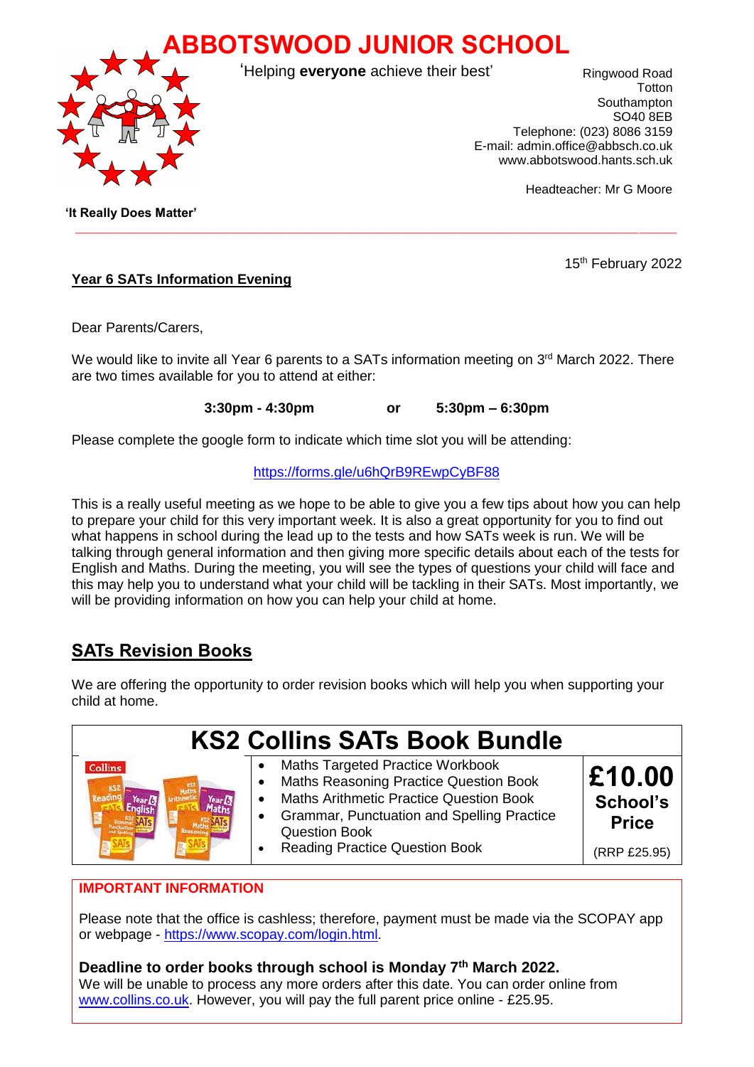# ABBOTSWOOD JUNIOR SCHOOL

'Helping **everyone** achieve their best'

**'It Really Does Matter'**

Ringwood Road
Totton
Southampton
SO40 8EB
Telephone: (023) 8086 3159
E-mail: admin.office@abbsch.co.uk
www.abbotswood.hants.sch.uk

Headteacher: Mr G Moore

15th February 2022

**Year 6 SATs Information Evening**

Dear Parents/Carers,

We would like to invite all Year 6 parents to a SATs information meeting on 3rd March 2022. There are two times available for you to attend at either:

**3:30pm - 4:30pm** **or** **5:30pm – 6:30pm**

Please complete the google form to indicate which time slot you will be attending:

https://forms.gle/u6hQrB9REwpCyBF88

This is a really useful meeting as we hope to be able to give you a few tips about how you can help to prepare your child for this very important week. It is also a great opportunity for you to find out what happens in school during the lead up to the tests and how SATs week is run. We will be talking through general information and then giving more specific details about each of the tests for English and Maths. During the meeting, you will see the types of questions your child will face and this may help you to understand what your child will be tackling in their SATs. Most importantly, we will be providing information on how you can help your child at home.

## SATs Revision Books

We are offering the opportunity to order revision books which will help you when supporting your child at home.

| KS2 Collins SATs Book Bundle | | |
|---|---|---|
| | • Maths Targeted Practice Workbook<br>• Maths Reasoning Practice Question Book<br>• Maths Arithmetic Practice Question Book<br>• Grammar, Punctuation and Spelling Practice Question Book<br>• Reading Practice Question Book | **£10.00 School's Price**<br>(RRP £25.95) |

**IMPORTANT INFORMATION**

Please note that the office is cashless; therefore, payment must be made via the SCOPAY app or webpage - https://www.scopay.com/login.html.

**Deadline to order books through school is Monday 7th March 2022.**
We will be unable to process any more orders after this date. You can order online from www.collins.co.uk. However, you will pay the full parent price online - £25.95.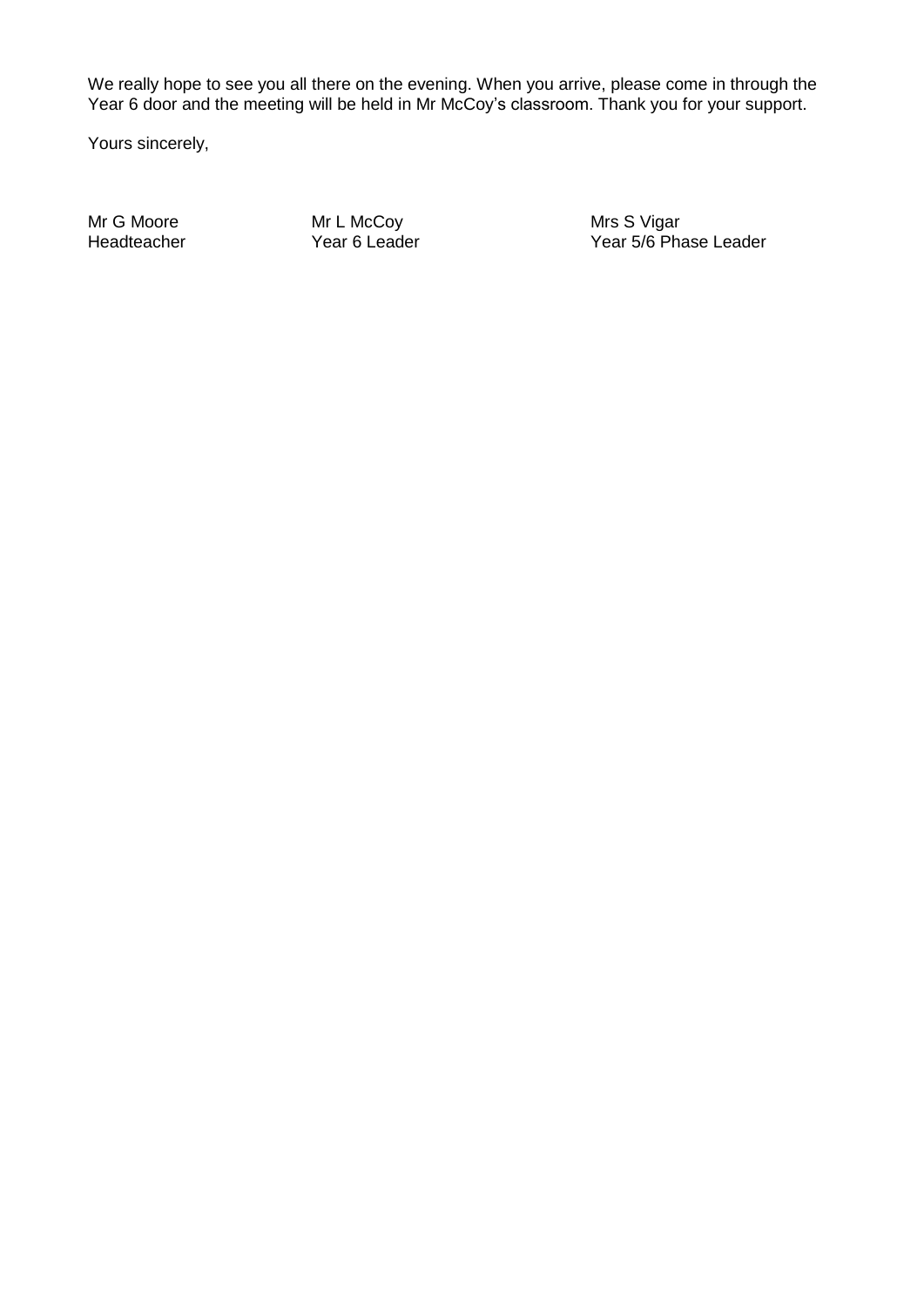We really hope to see you all there on the evening. When you arrive, please come in through the Year 6 door and the meeting will be held in Mr McCoy's classroom. Thank you for your support.

Yours sincerely,

Mr G Moore
Headteacher

Mr L McCoy
Year 6 Leader

Mrs S Vigar
Year 5/6 Phase Leader